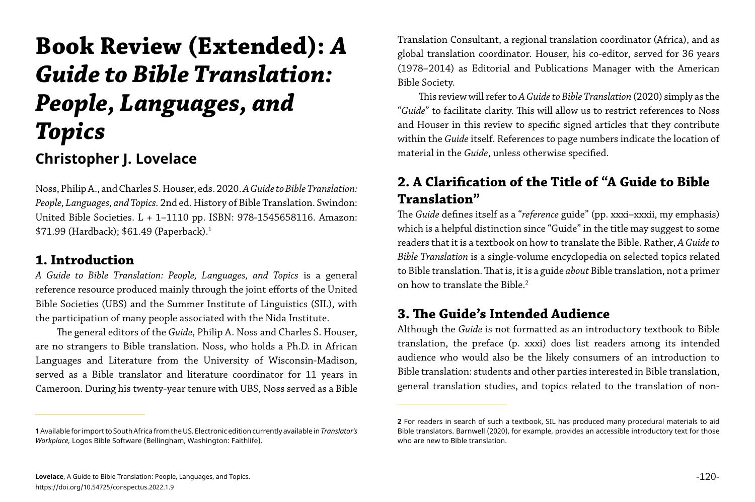# Book Review (Extended): *A Guide to Bible Translation: People, Languages, and Topics*

## Christopher J. Lovelace

Noss, Philip A., and Charles S. Houser, eds. 2020. *A Guide to Bible Translation: People, Languages, and Topics.* 2nd ed. History of Bible Translation. Swindon: United Bible Societies. L + 1–1110 pp. ISBN: 978-1545658116. Amazon: \$71.99 (Hardback); \$61.49 (Paperback).[1]

## 1. Introduction

*A Guide to Bible Translation: People, Languages, and Topics* is a general reference resource produced mainly through the joint efforts of the United Bible Societies (UBS) and the Summer Institute of Linguistics (SIL), with the participation of many people associated with the Nida Institute.

The general editors of the *Guide*, Philip A. Noss and Charles S. Houser, are no strangers to Bible translation. Noss, who holds a Ph.D. in African Languages and Literature from the University of Wisconsin-Madison, served as a Bible translator and literature coordinator for 11 years in Cameroon. During his twenty-year tenure with UBS, Noss served as a Bible Translation Consultant, a regional translation coordinator (Africa), and as global translation coordinator. Houser, his co-editor, served for 36 years (1978–2014) as Editorial and Publications Manager with the American Bible Society.

This review will refer to *A Guide to Bible Translation* (2020) simply as the "*Guide*" to facilitate clarity. This will allow us to restrict references to Noss and Houser in this review to specific signed articles that they contribute within the *Guide* itself. References to page numbers indicate the location of material in the *Guide*, unless otherwise specified.

## 2. A Clarification of the Title of "A Guide to Bible Translation"

The *Guide* defines itself as a "*reference* guide" (pp. xxxi–xxxii, my emphasis) which is a helpful distinction since "Guide" in the title may suggest to some readers that it is a textbook on how to translate the Bible. Rather, *A Guide to Bible Translation* is a single-volume encyclopedia on selected topics related to Bible translation. That is, it is a guide *about* Bible translation, not a primer on how to translate the Bible.[2]

## 3. The Guide's Intended Audience

Although the *Guide* is not formatted as an introductory textbook to Bible translation, the preface (p. xxxi) does list readers among its intended audience who would also be the likely consumers of an introduction to Bible translation: students and other parties interested in Bible translation, general translation studies, and topics related to the translation of non-

---

**1** Available for import to South Africa from the US. Electronic edition currently available in *Translator's Workplace,* Logos Bible Software (Bellingham, Washington: Faithlife).

**2** For readers in search of such a textbook, SIL has produced many procedural materials to aid Bible translators. Barnwell (2020), for example, provides an accessible introductory text for those who are new to Bible translation.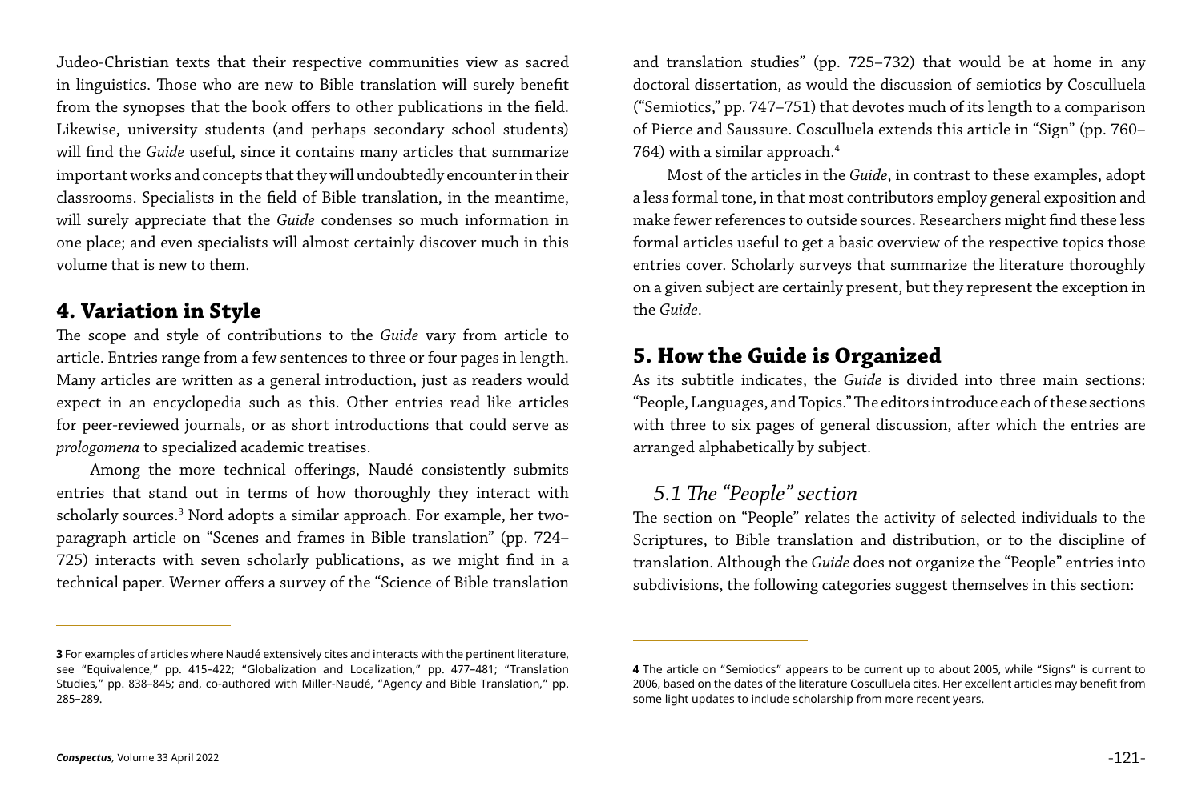Judeo-Christian texts that their respective communities view as sacred in linguistics. Those who are new to Bible translation will surely benefit from the synopses that the book offers to other publications in the field. Likewise, university students (and perhaps secondary school students) will find the *Guide* useful, since it contains many articles that summarize important works and concepts that they will undoubtedly encounter in their classrooms. Specialists in the field of Bible translation, in the meantime, will surely appreciate that the *Guide* condenses so much information in one place; and even specialists will almost certainly discover much in this volume that is new to them.

## 4. Variation in Style

The scope and style of contributions to the *Guide* vary from article to article. Entries range from a few sentences to three or four pages in length. Many articles are written as a general introduction, just as readers would expect in an encyclopedia such as this. Other entries read like articles for peer-reviewed journals, or as short introductions that could serve as *prologomena* to specialized academic treatises.

Among the more technical offerings, Naudé consistently submits entries that stand out in terms of how thoroughly they interact with scholarly sources.[3] Nord adopts a similar approach. For example, her two-paragraph article on "Scenes and frames in Bible translation" (pp. 724–725) interacts with seven scholarly publications, as we might find in a technical paper. Werner offers a survey of the "Science of Bible translation and translation studies" (pp. 725–732) that would be at home in any doctoral dissertation, as would the discussion of semiotics by Cosculluela ("Semiotics," pp. 747–751) that devotes much of its length to a comparison of Pierce and Saussure. Cosculluela extends this article in "Sign" (pp. 760–764) with a similar approach.[4]

Most of the articles in the *Guide*, in contrast to these examples, adopt a less formal tone, in that most contributors employ general exposition and make fewer references to outside sources. Researchers might find these less formal articles useful to get a basic overview of the respective topics those entries cover. Scholarly surveys that summarize the literature thoroughly on a given subject are certainly present, but they represent the exception in the *Guide*.

## 5. How the Guide is Organized

As its subtitle indicates, the *Guide* is divided into three main sections: "People, Languages, and Topics." The editors introduce each of these sections with three to six pages of general discussion, after which the entries are arranged alphabetically by subject.

### *5.1 The "People" section*

The section on "People" relates the activity of selected individuals to the Scriptures, to Bible translation and distribution, or to the discipline of translation. Although the *Guide* does not organize the "People" entries into subdivisions, the following categories suggest themselves in this section:

---

**3** For examples of articles where Naudé extensively cites and interacts with the pertinent literature, see "Equivalence," pp. 415–422; "Globalization and Localization," pp. 477–481; "Translation Studies," pp. 838–845; and, co-authored with Miller-Naudé, "Agency and Bible Translation," pp. 285–289.

**4** The article on "Semiotics" appears to be current up to about 2005, while "Signs" is current to 2006, based on the dates of the literature Cosculluela cites. Her excellent articles may benefit from some light updates to include scholarship from more recent years.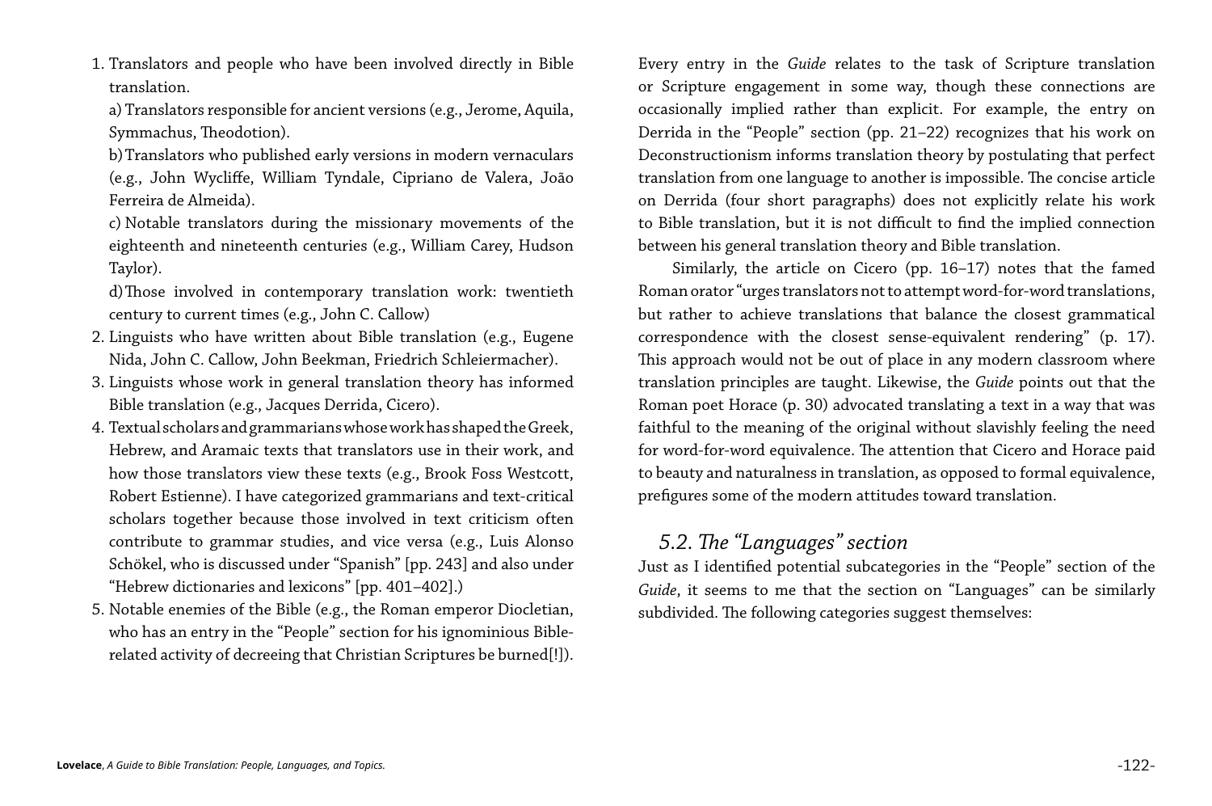1. Translators and people who have been involved directly in Bible translation.

   a) Translators responsible for ancient versions (e.g., Jerome, Aquila, Symmachus, Theodotion).

   b) Translators who published early versions in modern vernaculars (e.g., John Wycliffe, William Tyndale, Cipriano de Valera, João Ferreira de Almeida).

   c) Notable translators during the missionary movements of the eighteenth and nineteenth centuries (e.g., William Carey, Hudson Taylor).

   d) Those involved in contemporary translation work: twentieth century to current times (e.g., John C. Callow)
2. Linguists who have written about Bible translation (e.g., Eugene Nida, John C. Callow, John Beekman, Friedrich Schleiermacher).
3. Linguists whose work in general translation theory has informed Bible translation (e.g., Jacques Derrida, Cicero).
4. Textual scholars and grammarians whose work has shaped the Greek, Hebrew, and Aramaic texts that translators use in their work, and how those translators view these texts (e.g., Brook Foss Westcott, Robert Estienne). I have categorized grammarians and text-critical scholars together because those involved in text criticism often contribute to grammar studies, and vice versa (e.g., Luis Alonso Schökel, who is discussed under "Spanish" [pp. 243] and also under "Hebrew dictionaries and lexicons" [pp. 401–402].)
5. Notable enemies of the Bible (e.g., the Roman emperor Diocletian, who has an entry in the "People" section for his ignominious Bible-related activity of decreeing that Christian Scriptures be burned[!]).

Every entry in the *Guide* relates to the task of Scripture translation or Scripture engagement in some way, though these connections are occasionally implied rather than explicit. For example, the entry on Derrida in the "People" section (pp. 21–22) recognizes that his work on Deconstructionism informs translation theory by postulating that perfect translation from one language to another is impossible. The concise article on Derrida (four short paragraphs) does not explicitly relate his work to Bible translation, but it is not difficult to find the implied connection between his general translation theory and Bible translation.

Similarly, the article on Cicero (pp. 16–17) notes that the famed Roman orator "urges translators not to attempt word-for-word translations, but rather to achieve translations that balance the closest grammatical correspondence with the closest sense-equivalent rendering" (p. 17). This approach would not be out of place in any modern classroom where translation principles are taught. Likewise, the *Guide* points out that the Roman poet Horace (p. 30) advocated translating a text in a way that was faithful to the meaning of the original without slavishly feeling the need for word-for-word equivalence. The attention that Cicero and Horace paid to beauty and naturalness in translation, as opposed to formal equivalence, prefigures some of the modern attitudes toward translation.

## *5.2. The "Languages" section*

Just as I identified potential subcategories in the "People" section of the *Guide*, it seems to me that the section on "Languages" can be similarly subdivided. The following categories suggest themselves: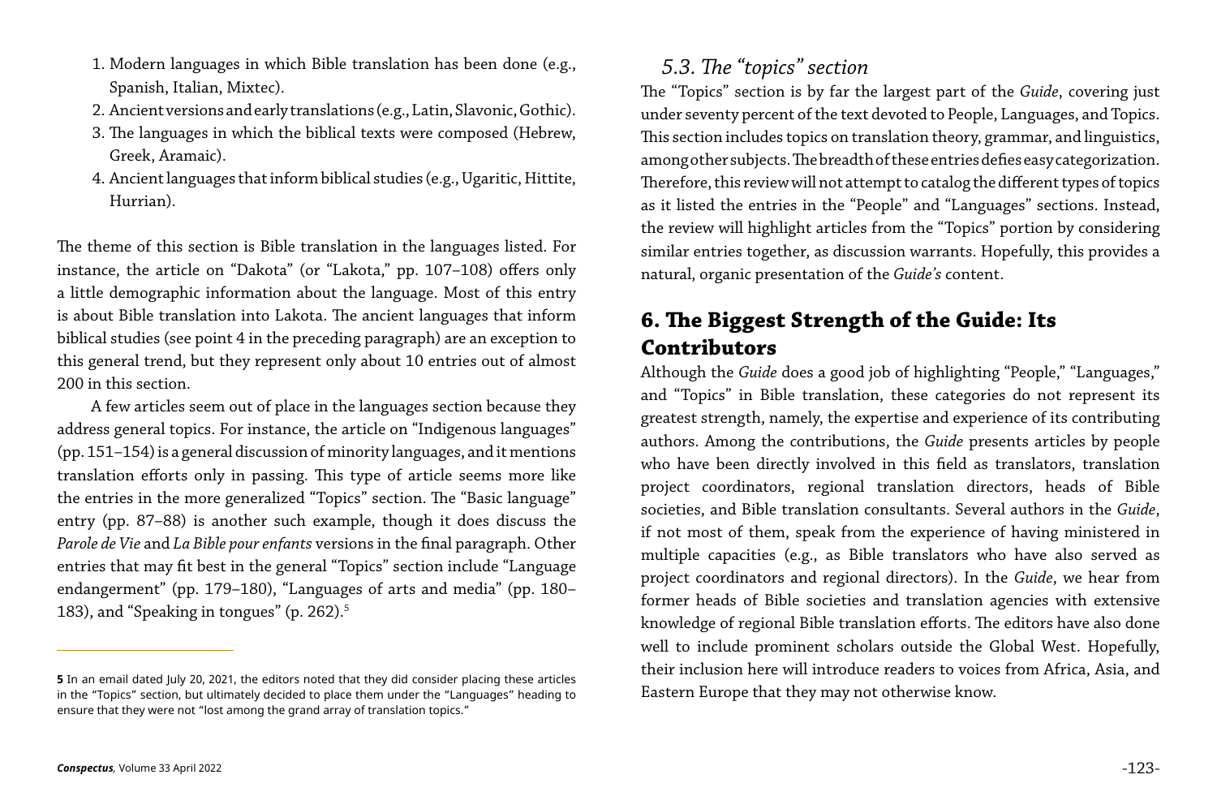1. Modern languages in which Bible translation has been done (e.g., Spanish, Italian, Mixtec).
2. Ancient versions and early translations (e.g., Latin, Slavonic, Gothic).
3. The languages in which the biblical texts were composed (Hebrew, Greek, Aramaic).
4. Ancient languages that inform biblical studies (e.g., Ugaritic, Hittite, Hurrian).

The theme of this section is Bible translation in the languages listed. For instance, the article on "Dakota" (or "Lakota," pp. 107–108) offers only a little demographic information about the language. Most of this entry is about Bible translation into Lakota. The ancient languages that inform biblical studies (see point 4 in the preceding paragraph) are an exception to this general trend, but they represent only about 10 entries out of almost 200 in this section.

A few articles seem out of place in the languages section because they address general topics. For instance, the article on "Indigenous languages" (pp. 151–154) is a general discussion of minority languages, and it mentions translation efforts only in passing. This type of article seems more like the entries in the more generalized "Topics" section. The "Basic language" entry (pp. 87–88) is another such example, though it does discuss the *Parole de Vie* and *La Bible pour enfants* versions in the final paragraph. Other entries that may fit best in the general "Topics" section include "Language endangerment" (pp. 179–180), "Languages of arts and media" (pp. 180–183), and "Speaking in tongues" (p. 262).[5]

### *5.3. The "topics" section*

The "Topics" section is by far the largest part of the *Guide*, covering just under seventy percent of the text devoted to People, Languages, and Topics. This section includes topics on translation theory, grammar, and linguistics, among other subjects. The breadth of these entries defies easy categorization. Therefore, this review will not attempt to catalog the different types of topics as it listed the entries in the "People" and "Languages" sections. Instead, the review will highlight articles from the "Topics" portion by considering similar entries together, as discussion warrants. Hopefully, this provides a natural, organic presentation of the *Guide's* content.

## 6. The Biggest Strength of the Guide: Its Contributors

Although the *Guide* does a good job of highlighting "People," "Languages," and "Topics" in Bible translation, these categories do not represent its greatest strength, namely, the expertise and experience of its contributing authors. Among the contributions, the *Guide* presents articles by people who have been directly involved in this field as translators, translation project coordinators, regional translation directors, heads of Bible societies, and Bible translation consultants. Several authors in the *Guide*, if not most of them, speak from the experience of having ministered in multiple capacities (e.g., as Bible translators who have also served as project coordinators and regional directors). In the *Guide*, we hear from former heads of Bible societies and translation agencies with extensive knowledge of regional Bible translation efforts. The editors have also done well to include prominent scholars outside the Global West. Hopefully, their inclusion here will introduce readers to voices from Africa, Asia, and Eastern Europe that they may not otherwise know.

---

**5** In an email dated July 20, 2021, the editors noted that they did consider placing these articles in the "Topics" section, but ultimately decided to place them under the "Languages" heading to ensure that they were not "lost among the grand array of translation topics."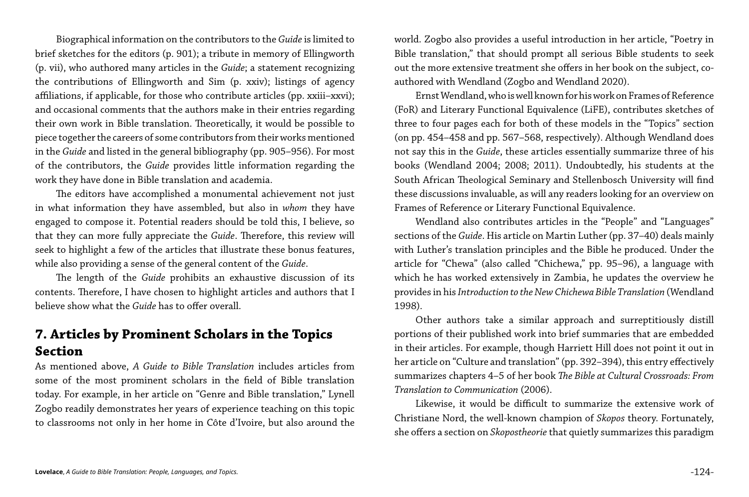Biographical information on the contributors to the *Guide* is limited to brief sketches for the editors (p. 901); a tribute in memory of Ellingworth (p. vii), who authored many articles in the *Guide*; a statement recognizing the contributions of Ellingworth and Sim (p. xxiv); listings of agency affiliations, if applicable, for those who contribute articles (pp. xxiii–xxvi); and occasional comments that the authors make in their entries regarding their own work in Bible translation. Theoretically, it would be possible to piece together the careers of some contributors from their works mentioned in the *Guide* and listed in the general bibliography (pp. 905–956). For most of the contributors, the *Guide* provides little information regarding the work they have done in Bible translation and academia.

The editors have accomplished a monumental achievement not just in what information they have assembled, but also in *whom* they have engaged to compose it. Potential readers should be told this, I believe, so that they can more fully appreciate the *Guide*. Therefore, this review will seek to highlight a few of the articles that illustrate these bonus features, while also providing a sense of the general content of the *Guide*.

The length of the *Guide* prohibits an exhaustive discussion of its contents. Therefore, I have chosen to highlight articles and authors that I believe show what the *Guide* has to offer overall.

## 7. Articles by Prominent Scholars in the Topics Section

As mentioned above, *A Guide to Bible Translation* includes articles from some of the most prominent scholars in the field of Bible translation today. For example, in her article on "Genre and Bible translation," Lynell Zogbo readily demonstrates her years of experience teaching on this topic to classrooms not only in her home in Côte d'Ivoire, but also around the world. Zogbo also provides a useful introduction in her article, "Poetry in Bible translation," that should prompt all serious Bible students to seek out the more extensive treatment she offers in her book on the subject, co-authored with Wendland (Zogbo and Wendland 2020).

Ernst Wendland, who is well known for his work on Frames of Reference (FoR) and Literary Functional Equivalence (LiFE), contributes sketches of three to four pages each for both of these models in the "Topics" section (on pp. 454–458 and pp. 567–568, respectively). Although Wendland does not say this in the *Guide*, these articles essentially summarize three of his books (Wendland 2004; 2008; 2011). Undoubtedly, his students at the South African Theological Seminary and Stellenbosch University will find these discussions invaluable, as will any readers looking for an overview on Frames of Reference or Literary Functional Equivalence.

Wendland also contributes articles in the "People" and "Languages" sections of the *Guide*. His article on Martin Luther (pp. 37–40) deals mainly with Luther's translation principles and the Bible he produced. Under the article for "Chewa" (also called "Chichewa," pp. 95–96), a language with which he has worked extensively in Zambia, he updates the overview he provides in his *Introduction to the New Chichewa Bible Translation* (Wendland 1998).

Other authors take a similar approach and surreptitiously distill portions of their published work into brief summaries that are embedded in their articles. For example, though Harriett Hill does not point it out in her article on "Culture and translation" (pp. 392–394), this entry effectively summarizes chapters 4–5 of her book *The Bible at Cultural Crossroads: From Translation to Communication* (2006).

Likewise, it would be difficult to summarize the extensive work of Christiane Nord, the well-known champion of *Skopos* theory. Fortunately, she offers a section on *Skopostheorie* that quietly summarizes this paradigm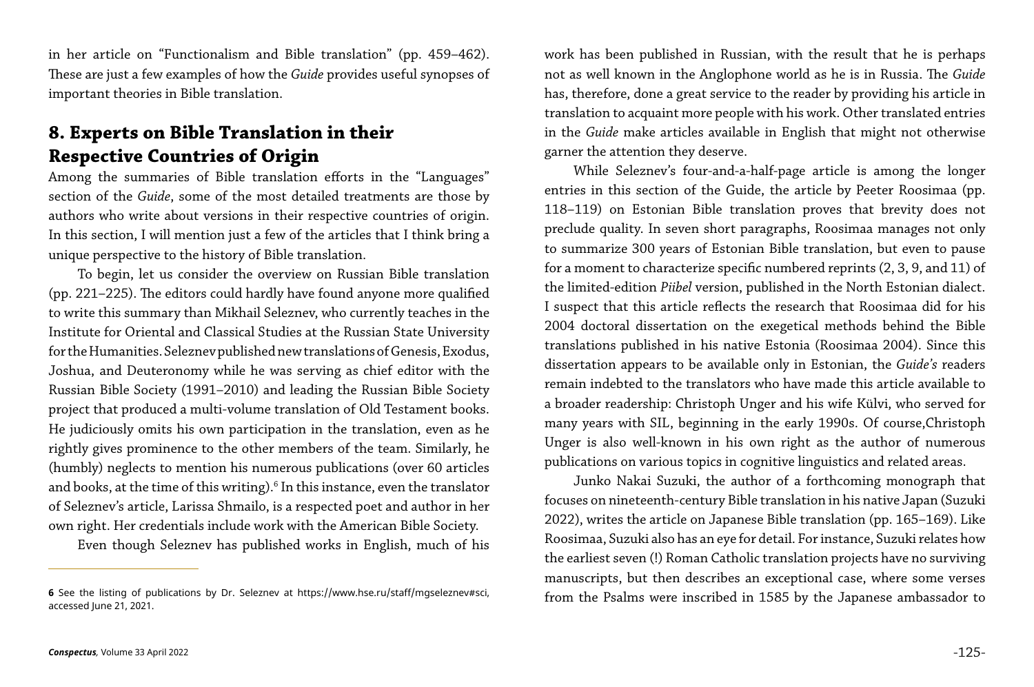in her article on "Functionalism and Bible translation" (pp. 459–462). These are just a few examples of how the *Guide* provides useful synopses of important theories in Bible translation.

## 8. Experts on Bible Translation in their Respective Countries of Origin

Among the summaries of Bible translation efforts in the "Languages" section of the *Guide*, some of the most detailed treatments are those by authors who write about versions in their respective countries of origin. In this section, I will mention just a few of the articles that I think bring a unique perspective to the history of Bible translation.

To begin, let us consider the overview on Russian Bible translation (pp. 221–225). The editors could hardly have found anyone more qualified to write this summary than Mikhail Seleznev, who currently teaches in the Institute for Oriental and Classical Studies at the Russian State University for the Humanities. Seleznev published new translations of Genesis, Exodus, Joshua, and Deuteronomy while he was serving as chief editor with the Russian Bible Society (1991–2010) and leading the Russian Bible Society project that produced a multi-volume translation of Old Testament books. He judiciously omits his own participation in the translation, even as he rightly gives prominence to the other members of the team. Similarly, he (humbly) neglects to mention his numerous publications (over 60 articles and books, at the time of this writing).[6] In this instance, even the translator of Seleznev's article, Larissa Shmailo, is a respected poet and author in her own right. Her credentials include work with the American Bible Society.

Even though Seleznev has published works in English, much of his work has been published in Russian, with the result that he is perhaps not as well known in the Anglophone world as he is in Russia. The *Guide* has, therefore, done a great service to the reader by providing his article in translation to acquaint more people with his work. Other translated entries in the *Guide* make articles available in English that might not otherwise garner the attention they deserve.

While Seleznev's four-and-a-half-page article is among the longer entries in this section of the Guide, the article by Peeter Roosimaa (pp. 118–119) on Estonian Bible translation proves that brevity does not preclude quality. In seven short paragraphs, Roosimaa manages not only to summarize 300 years of Estonian Bible translation, but even to pause for a moment to characterize specific numbered reprints (2, 3, 9, and 11) of the limited-edition *Piibel* version, published in the North Estonian dialect. I suspect that this article reflects the research that Roosimaa did for his 2004 doctoral dissertation on the exegetical methods behind the Bible translations published in his native Estonia (Roosimaa 2004). Since this dissertation appears to be available only in Estonian, the *Guide's* readers remain indebted to the translators who have made this article available to a broader readership: Christoph Unger and his wife Külvi, who served for many years with SIL, beginning in the early 1990s. Of course,Christoph Unger is also well-known in his own right as the author of numerous publications on various topics in cognitive linguistics and related areas.

Junko Nakai Suzuki, the author of a forthcoming monograph that focuses on nineteenth-century Bible translation in his native Japan (Suzuki 2022), writes the article on Japanese Bible translation (pp. 165–169). Like Roosimaa, Suzuki also has an eye for detail. For instance, Suzuki relates how the earliest seven (!) Roman Catholic translation projects have no surviving manuscripts, but then describes an exceptional case, where some verses from the Psalms were inscribed in 1585 by the Japanese ambassador to

---

**6** See the listing of publications by Dr. Seleznev at https://www.hse.ru/staff/mgseleznev#sci, accessed June 21, 2021.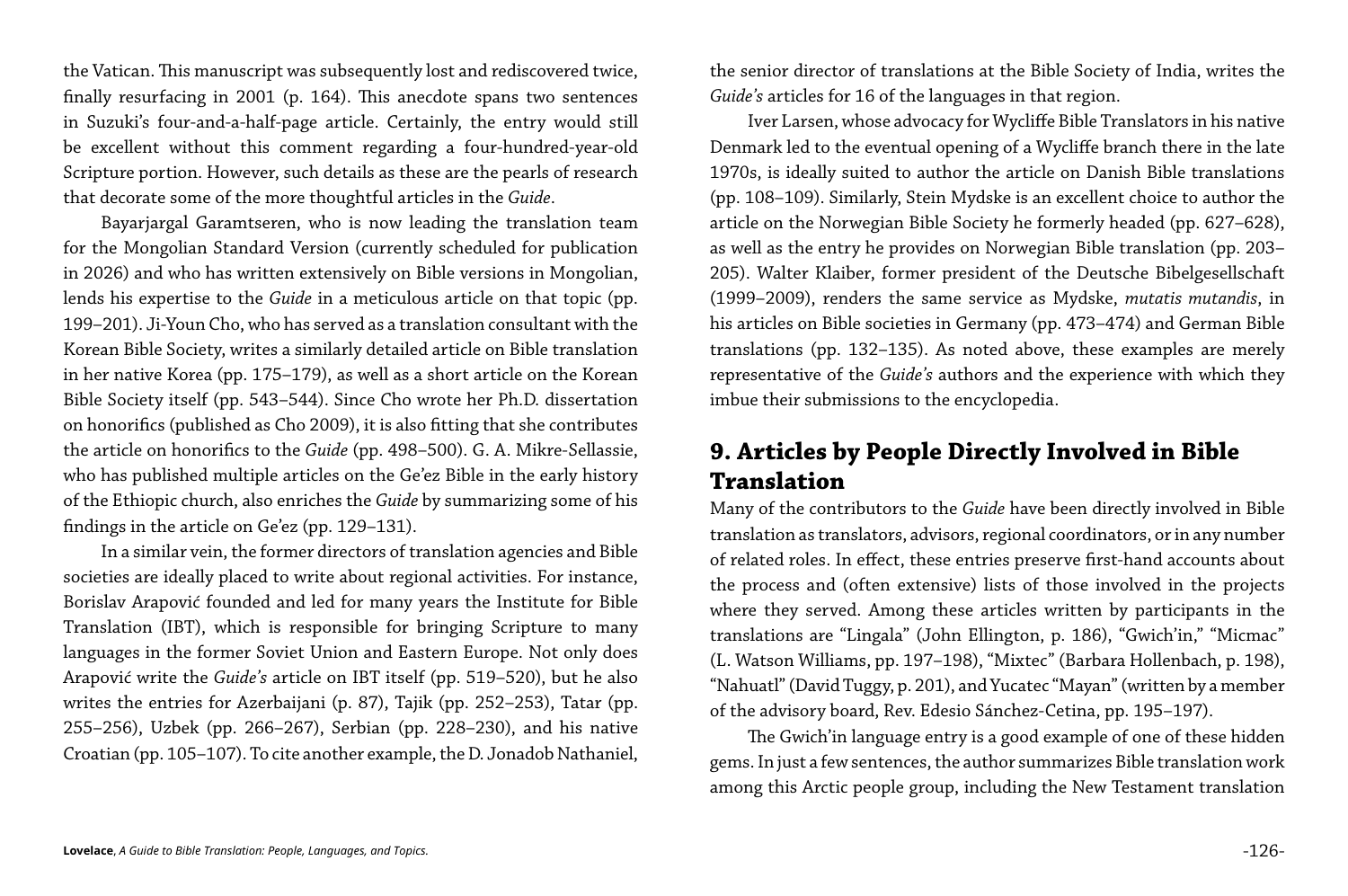the Vatican. This manuscript was subsequently lost and rediscovered twice, finally resurfacing in 2001 (p. 164). This anecdote spans two sentences in Suzuki's four-and-a-half-page article. Certainly, the entry would still be excellent without this comment regarding a four-hundred-year-old Scripture portion. However, such details as these are the pearls of research that decorate some of the more thoughtful articles in the *Guide*.

Bayarjargal Garamtseren, who is now leading the translation team for the Mongolian Standard Version (currently scheduled for publication in 2026) and who has written extensively on Bible versions in Mongolian, lends his expertise to the *Guide* in a meticulous article on that topic (pp. 199–201). Ji-Youn Cho, who has served as a translation consultant with the Korean Bible Society, writes a similarly detailed article on Bible translation in her native Korea (pp. 175–179), as well as a short article on the Korean Bible Society itself (pp. 543–544). Since Cho wrote her Ph.D. dissertation on honorifics (published as Cho 2009), it is also fitting that she contributes the article on honorifics to the *Guide* (pp. 498–500). G. A. Mikre-Sellassie, who has published multiple articles on the Ge'ez Bible in the early history of the Ethiopic church, also enriches the *Guide* by summarizing some of his findings in the article on Ge'ez (pp. 129–131).

In a similar vein, the former directors of translation agencies and Bible societies are ideally placed to write about regional activities. For instance, Borislav Arapović founded and led for many years the Institute for Bible Translation (IBT), which is responsible for bringing Scripture to many languages in the former Soviet Union and Eastern Europe. Not only does Arapović write the *Guide's* article on IBT itself (pp. 519–520), but he also writes the entries for Azerbaijani (p. 87), Tajik (pp. 252–253), Tatar (pp. 255–256), Uzbek (pp. 266–267), Serbian (pp. 228–230), and his native Croatian (pp. 105–107). To cite another example, the D. Jonadob Nathaniel, the senior director of translations at the Bible Society of India, writes the *Guide's* articles for 16 of the languages in that region.

Iver Larsen, whose advocacy for Wycliffe Bible Translators in his native Denmark led to the eventual opening of a Wycliffe branch there in the late 1970s, is ideally suited to author the article on Danish Bible translations (pp. 108–109). Similarly, Stein Mydske is an excellent choice to author the article on the Norwegian Bible Society he formerly headed (pp. 627–628), as well as the entry he provides on Norwegian Bible translation (pp. 203–205). Walter Klaiber, former president of the Deutsche Bibelgesellschaft (1999–2009), renders the same service as Mydske, *mutatis mutandis*, in his articles on Bible societies in Germany (pp. 473–474) and German Bible translations (pp. 132–135). As noted above, these examples are merely representative of the *Guide's* authors and the experience with which they imbue their submissions to the encyclopedia.

## 9. Articles by People Directly Involved in Bible Translation

Many of the contributors to the *Guide* have been directly involved in Bible translation as translators, advisors, regional coordinators, or in any number of related roles. In effect, these entries preserve first-hand accounts about the process and (often extensive) lists of those involved in the projects where they served. Among these articles written by participants in the translations are "Lingala" (John Ellington, p. 186), "Gwich'in," "Micmac" (L. Watson Williams, pp. 197–198), "Mixtec" (Barbara Hollenbach, p. 198), "Nahuatl" (David Tuggy, p. 201), and Yucatec "Mayan" (written by a member of the advisory board, Rev. Edesio Sánchez-Cetina, pp. 195–197).

The Gwich'in language entry is a good example of one of these hidden gems. In just a few sentences, the author summarizes Bible translation work among this Arctic people group, including the New Testament translation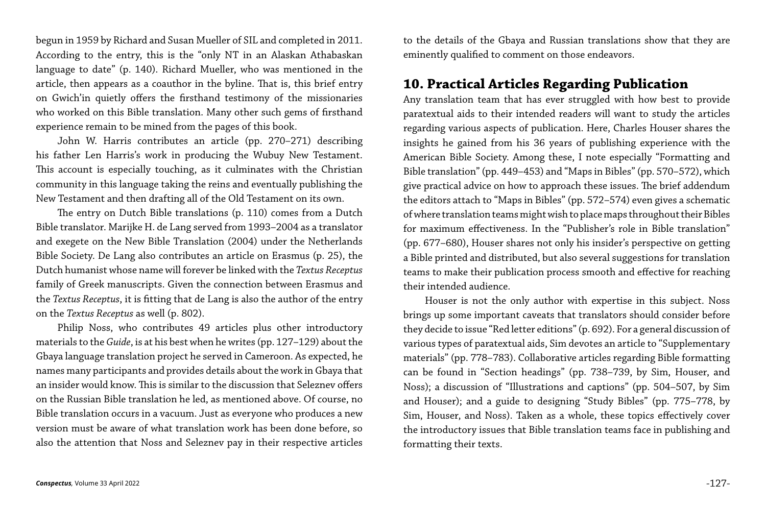begun in 1959 by Richard and Susan Mueller of SIL and completed in 2011. According to the entry, this is the "only NT in an Alaskan Athabaskan language to date" (p. 140). Richard Mueller, who was mentioned in the article, then appears as a coauthor in the byline. That is, this brief entry on Gwich'in quietly offers the firsthand testimony of the missionaries who worked on this Bible translation. Many other such gems of firsthand experience remain to be mined from the pages of this book.

John W. Harris contributes an article (pp. 270–271) describing his father Len Harris's work in producing the Wubuy New Testament. This account is especially touching, as it culminates with the Christian community in this language taking the reins and eventually publishing the New Testament and then drafting all of the Old Testament on its own.

The entry on Dutch Bible translations (p. 110) comes from a Dutch Bible translator. Marijke H. de Lang served from 1993–2004 as a translator and exegete on the New Bible Translation (2004) under the Netherlands Bible Society. De Lang also contributes an article on Erasmus (p. 25), the Dutch humanist whose name will forever be linked with the *Textus Receptus* family of Greek manuscripts. Given the connection between Erasmus and the *Textus Receptus*, it is fitting that de Lang is also the author of the entry on the *Textus Receptus* as well (p. 802).

Philip Noss, who contributes 49 articles plus other introductory materials to the *Guide*, is at his best when he writes (pp. 127–129) about the Gbaya language translation project he served in Cameroon. As expected, he names many participants and provides details about the work in Gbaya that an insider would know. This is similar to the discussion that Seleznev offers on the Russian Bible translation he led, as mentioned above. Of course, no Bible translation occurs in a vacuum. Just as everyone who produces a new version must be aware of what translation work has been done before, so also the attention that Noss and Seleznev pay in their respective articles to the details of the Gbaya and Russian translations show that they are eminently qualified to comment on those endeavors.

## 10. Practical Articles Regarding Publication

Any translation team that has ever struggled with how best to provide paratextual aids to their intended readers will want to study the articles regarding various aspects of publication. Here, Charles Houser shares the insights he gained from his 36 years of publishing experience with the American Bible Society. Among these, I note especially "Formatting and Bible translation" (pp. 449–453) and "Maps in Bibles" (pp. 570–572), which give practical advice on how to approach these issues. The brief addendum the editors attach to "Maps in Bibles" (pp. 572–574) even gives a schematic of where translation teams might wish to place maps throughout their Bibles for maximum effectiveness. In the "Publisher's role in Bible translation" (pp. 677–680), Houser shares not only his insider's perspective on getting a Bible printed and distributed, but also several suggestions for translation teams to make their publication process smooth and effective for reaching their intended audience.

Houser is not the only author with expertise in this subject. Noss brings up some important caveats that translators should consider before they decide to issue "Red letter editions" (p. 692). For a general discussion of various types of paratextual aids, Sim devotes an article to "Supplementary materials" (pp. 778–783). Collaborative articles regarding Bible formatting can be found in "Section headings" (pp. 738–739, by Sim, Houser, and Noss); a discussion of "Illustrations and captions" (pp. 504–507, by Sim and Houser); and a guide to designing "Study Bibles" (pp. 775–778, by Sim, Houser, and Noss). Taken as a whole, these topics effectively cover the introductory issues that Bible translation teams face in publishing and formatting their texts.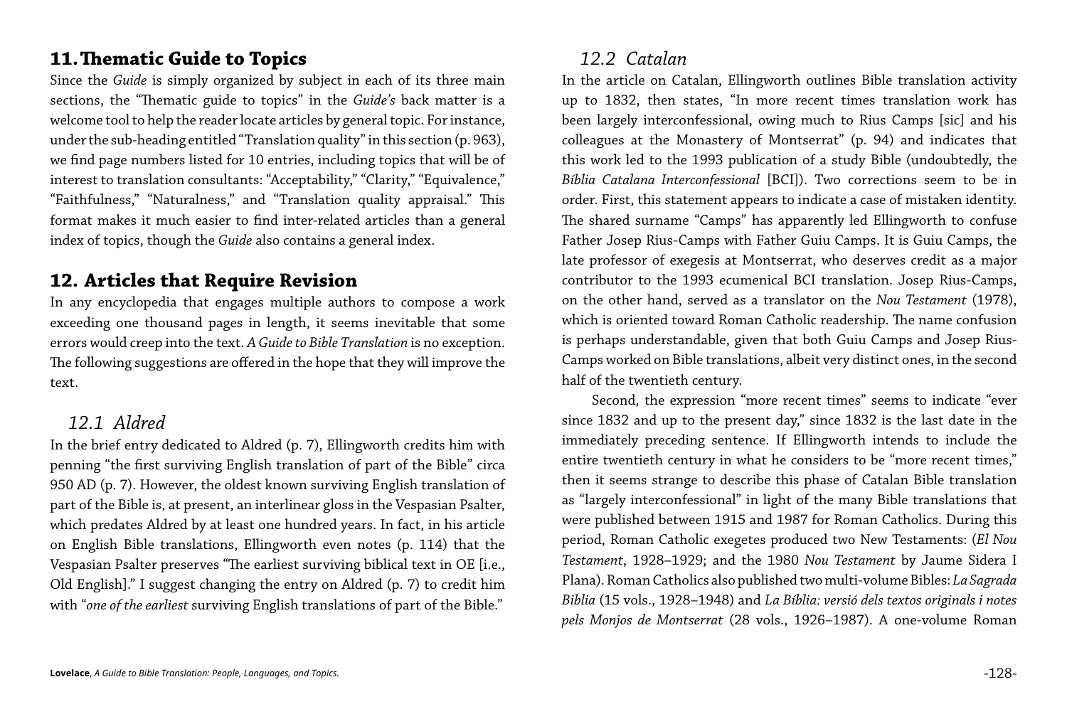## 11. Thematic Guide to Topics

Since the *Guide* is simply organized by subject in each of its three main sections, the "Thematic guide to topics" in the *Guide's* back matter is a welcome tool to help the reader locate articles by general topic. For instance, under the sub-heading entitled "Translation quality" in this section (p. 963), we find page numbers listed for 10 entries, including topics that will be of interest to translation consultants: "Acceptability," "Clarity," "Equivalence," "Faithfulness," "Naturalness," and "Translation quality appraisal." This format makes it much easier to find inter-related articles than a general index of topics, though the *Guide* also contains a general index.

## 12. Articles that Require Revision

In any encyclopedia that engages multiple authors to compose a work exceeding one thousand pages in length, it seems inevitable that some errors would creep into the text. *A Guide to Bible Translation* is no exception. The following suggestions are offered in the hope that they will improve the text.

### *12.1 Aldred*

In the brief entry dedicated to Aldred (p. 7), Ellingworth credits him with penning "the first surviving English translation of part of the Bible" circa 950 AD (p. 7). However, the oldest known surviving English translation of part of the Bible is, at present, an interlinear gloss in the Vespasian Psalter, which predates Aldred by at least one hundred years. In fact, in his article on English Bible translations, Ellingworth even notes (p. 114) that the Vespasian Psalter preserves "The earliest surviving biblical text in OE [i.e., Old English]." I suggest changing the entry on Aldred (p. 7) to credit him with "*one of the earliest* surviving English translations of part of the Bible."

### *12.2 Catalan*

In the article on Catalan, Ellingworth outlines Bible translation activity up to 1832, then states, "In more recent times translation work has been largely interconfessional, owing much to Rius Camps [sic] and his colleagues at the Monastery of Montserrat" (p. 94) and indicates that this work led to the 1993 publication of a study Bible (undoubtedly, the *Bíblia Catalana Interconfessional* [BCI]). Two corrections seem to be in order. First, this statement appears to indicate a case of mistaken identity. The shared surname "Camps" has apparently led Ellingworth to confuse Father Josep Rius-Camps with Father Guiu Camps. It is Guiu Camps, the late professor of exegesis at Montserrat, who deserves credit as a major contributor to the 1993 ecumenical BCI translation. Josep Rius-Camps, on the other hand, served as a translator on the *Nou Testament* (1978), which is oriented toward Roman Catholic readership. The name confusion is perhaps understandable, given that both Guiu Camps and Josep Rius-Camps worked on Bible translations, albeit very distinct ones, in the second half of the twentieth century.

Second, the expression "more recent times" seems to indicate "ever since 1832 and up to the present day," since 1832 is the last date in the immediately preceding sentence. If Ellingworth intends to include the entire twentieth century in what he considers to be "more recent times," then it seems strange to describe this phase of Catalan Bible translation as "largely interconfessional" in light of the many Bible translations that were published between 1915 and 1987 for Roman Catholics. During this period, Roman Catholic exegetes produced two New Testaments: (*El Nou Testament*, 1928–1929; and the 1980 *Nou Testament* by Jaume Sidera I Plana). Roman Catholics also published two multi-volume Bibles: *La Sagrada Biblia* (15 vols., 1928–1948) and *La Bíblia: versió dels textos originals i notes pels Monjos de Montserrat* (28 vols., 1926–1987). A one-volume Roman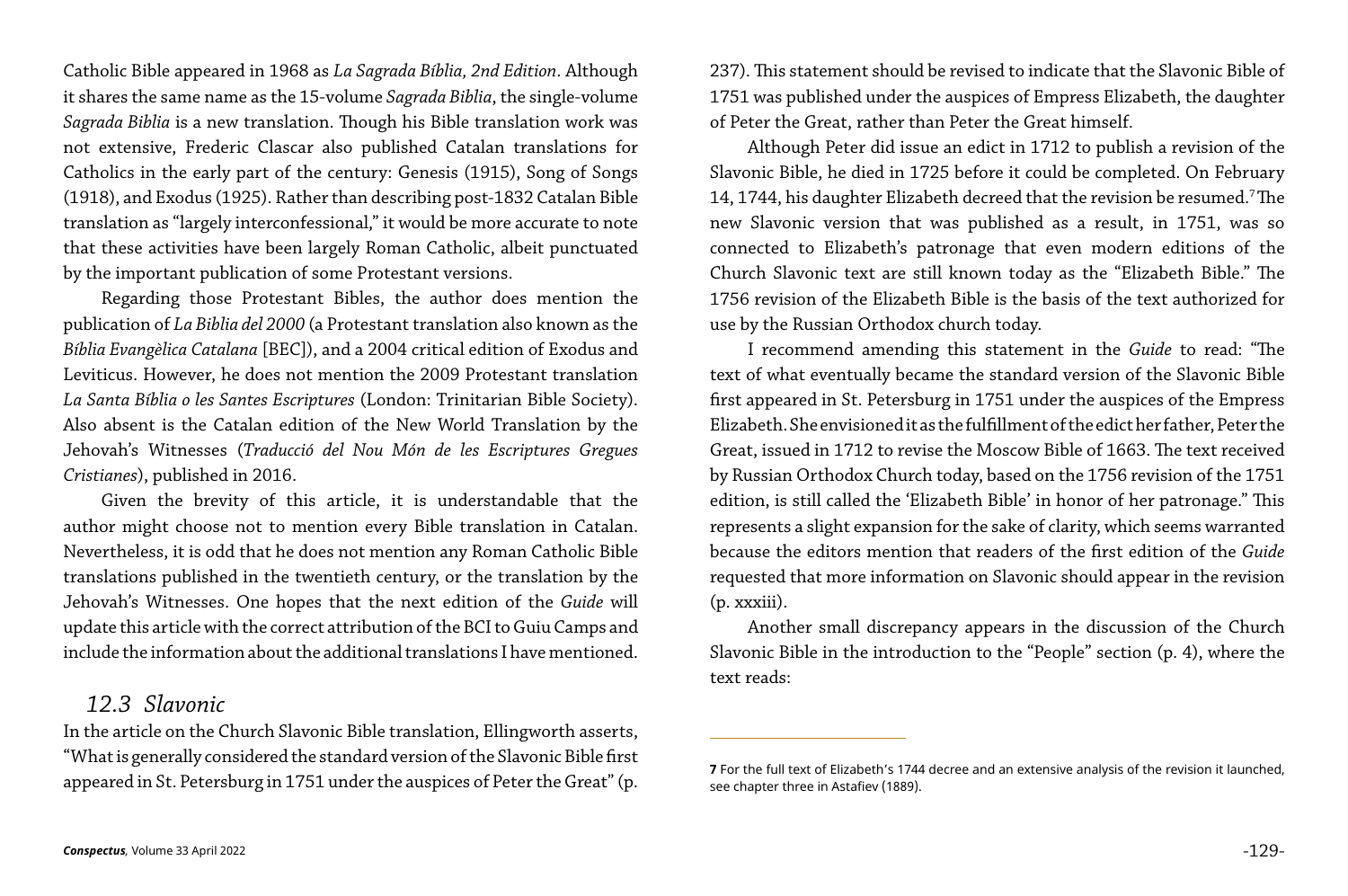Catholic Bible appeared in 1968 as *La Sagrada Bíblia, 2nd Edition*. Although it shares the same name as the 15-volume *Sagrada Biblia*, the single-volume *Sagrada Biblia* is a new translation. Though his Bible translation work was not extensive, Frederic Clascar also published Catalan translations for Catholics in the early part of the century: Genesis (1915), Song of Songs (1918), and Exodus (1925). Rather than describing post-1832 Catalan Bible translation as "largely interconfessional," it would be more accurate to note that these activities have been largely Roman Catholic, albeit punctuated by the important publication of some Protestant versions.

Regarding those Protestant Bibles, the author does mention the publication of *La Biblia del 2000* (a Protestant translation also known as the *Bíblia Evangèlica Catalana* [BEC]), and a 2004 critical edition of Exodus and Leviticus. However, he does not mention the 2009 Protestant translation *La Santa Bíblia o les Santes Escriptures* (London: Trinitarian Bible Society). Also absent is the Catalan edition of the New World Translation by the Jehovah's Witnesses (*Traducció del Nou Món de les Escriptures Gregues Cristianes*), published in 2016.

Given the brevity of this article, it is understandable that the author might choose not to mention every Bible translation in Catalan. Nevertheless, it is odd that he does not mention any Roman Catholic Bible translations published in the twentieth century, or the translation by the Jehovah's Witnesses. One hopes that the next edition of the *Guide* will update this article with the correct attribution of the BCI to Guiu Camps and include the information about the additional translations I have mentioned.

## *12.3 Slavonic*

In the article on the Church Slavonic Bible translation, Ellingworth asserts, "What is generally considered the standard version of the Slavonic Bible first appeared in St. Petersburg in 1751 under the auspices of Peter the Great" (p. 237). This statement should be revised to indicate that the Slavonic Bible of 1751 was published under the auspices of Empress Elizabeth, the daughter of Peter the Great, rather than Peter the Great himself.

Although Peter did issue an edict in 1712 to publish a revision of the Slavonic Bible, he died in 1725 before it could be completed. On February 14, 1744, his daughter Elizabeth decreed that the revision be resumed.[7] The new Slavonic version that was published as a result, in 1751, was so connected to Elizabeth's patronage that even modern editions of the Church Slavonic text are still known today as the "Elizabeth Bible." The 1756 revision of the Elizabeth Bible is the basis of the text authorized for use by the Russian Orthodox church today.

I recommend amending this statement in the *Guide* to read: "The text of what eventually became the standard version of the Slavonic Bible first appeared in St. Petersburg in 1751 under the auspices of the Empress Elizabeth. She envisioned it as the fulfillment of the edict her father, Peter the Great, issued in 1712 to revise the Moscow Bible of 1663. The text received by Russian Orthodox Church today, based on the 1756 revision of the 1751 edition, is still called the 'Elizabeth Bible' in honor of her patronage." This represents a slight expansion for the sake of clarity, which seems warranted because the editors mention that readers of the first edition of the *Guide* requested that more information on Slavonic should appear in the revision (p. xxxiii).

Another small discrepancy appears in the discussion of the Church Slavonic Bible in the introduction to the "People" section (p. 4), where the text reads:

---

**7** For the full text of Elizabeth's 1744 decree and an extensive analysis of the revision it launched, see chapter three in Astafiev (1889).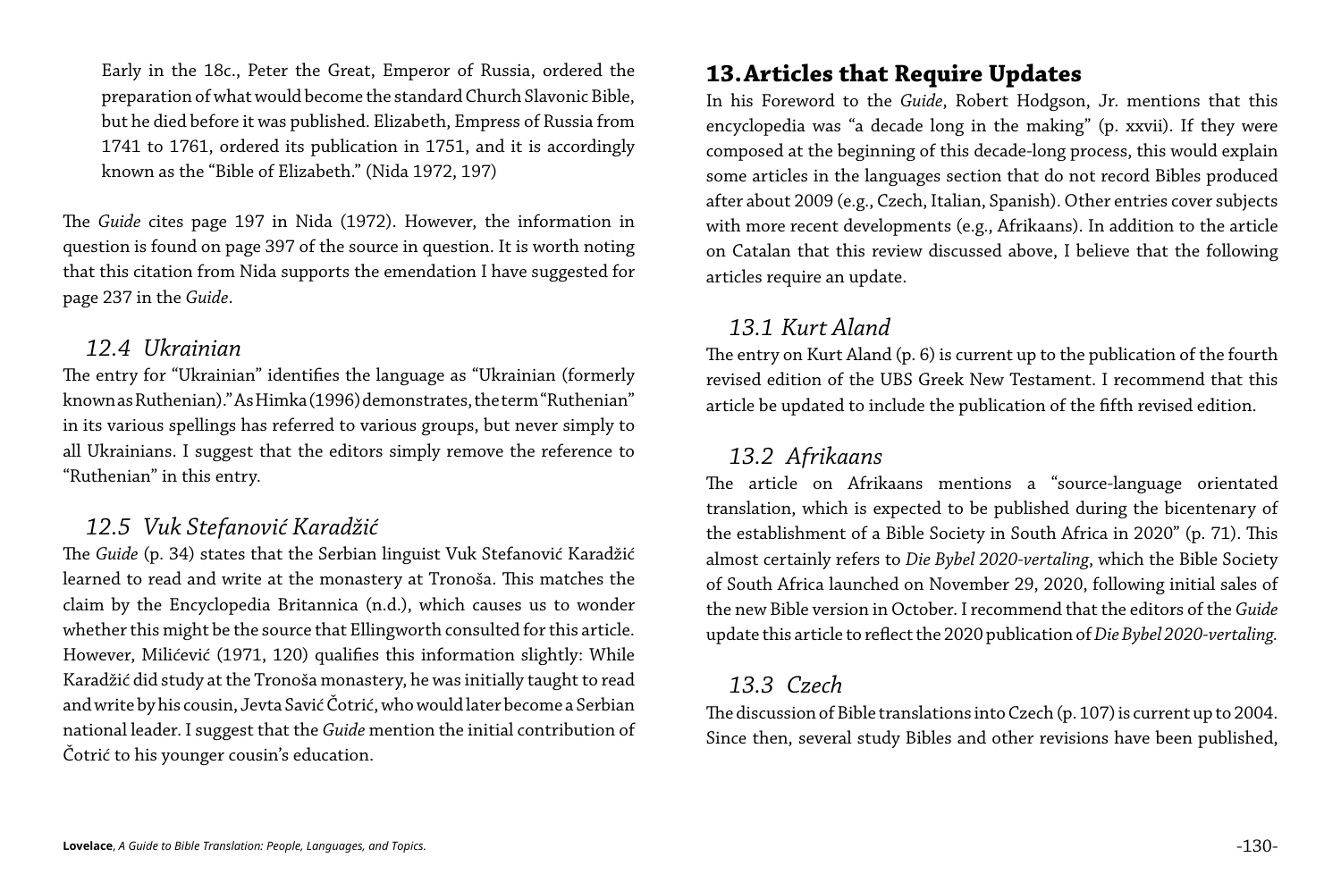> Early in the 18c., Peter the Great, Emperor of Russia, ordered the preparation of what would become the standard Church Slavonic Bible, but he died before it was published. Elizabeth, Empress of Russia from 1741 to 1761, ordered its publication in 1751, and it is accordingly known as the "Bible of Elizabeth." (Nida 1972, 197)

The *Guide* cites page 197 in Nida (1972). However, the information in question is found on page 397 of the source in question. It is worth noting that this citation from Nida supports the emendation I have suggested for page 237 in the *Guide*.

### 12.4 Ukrainian

The entry for "Ukrainian" identifies the language as "Ukrainian (formerly known as Ruthenian)." As Himka (1996) demonstrates, the term "Ruthenian" in its various spellings has referred to various groups, but never simply to all Ukrainians. I suggest that the editors simply remove the reference to "Ruthenian" in this entry.

### 12.5 Vuk Stefanović Karadžić

The *Guide* (p. 34) states that the Serbian linguist Vuk Stefanović Karadžić learned to read and write at the monastery at Tronoša. This matches the claim by the Encyclopedia Britannica (n.d.), which causes us to wonder whether this might be the source that Ellingworth consulted for this article. However, Milićević (1971, 120) qualifies this information slightly: While Karadžić did study at the Tronoša monastery, he was initially taught to read and write by his cousin, Jevta Savić Čotrić, who would later become a Serbian national leader. I suggest that the *Guide* mention the initial contribution of Čotrić to his younger cousin's education.

## 13. Articles that Require Updates

In his Foreword to the *Guide*, Robert Hodgson, Jr. mentions that this encyclopedia was "a decade long in the making" (p. xxvii). If they were composed at the beginning of this decade-long process, this would explain some articles in the languages section that do not record Bibles produced after about 2009 (e.g., Czech, Italian, Spanish). Other entries cover subjects with more recent developments (e.g., Afrikaans). In addition to the article on Catalan that this review discussed above, I believe that the following articles require an update.

### 13.1 Kurt Aland

The entry on Kurt Aland (p. 6) is current up to the publication of the fourth revised edition of the UBS Greek New Testament. I recommend that this article be updated to include the publication of the fifth revised edition.

### 13.2 Afrikaans

The article on Afrikaans mentions a "source-language orientated translation, which is expected to be published during the bicentenary of the establishment of a Bible Society in South Africa in 2020" (p. 71). This almost certainly refers to *Die Bybel 2020-vertaling*, which the Bible Society of South Africa launched on November 29, 2020, following initial sales of the new Bible version in October. I recommend that the editors of the *Guide* update this article to reflect the 2020 publication of *Die Bybel 2020-vertaling*.

### 13.3 Czech

The discussion of Bible translations into Czech (p. 107) is current up to 2004. Since then, several study Bibles and other revisions have been published,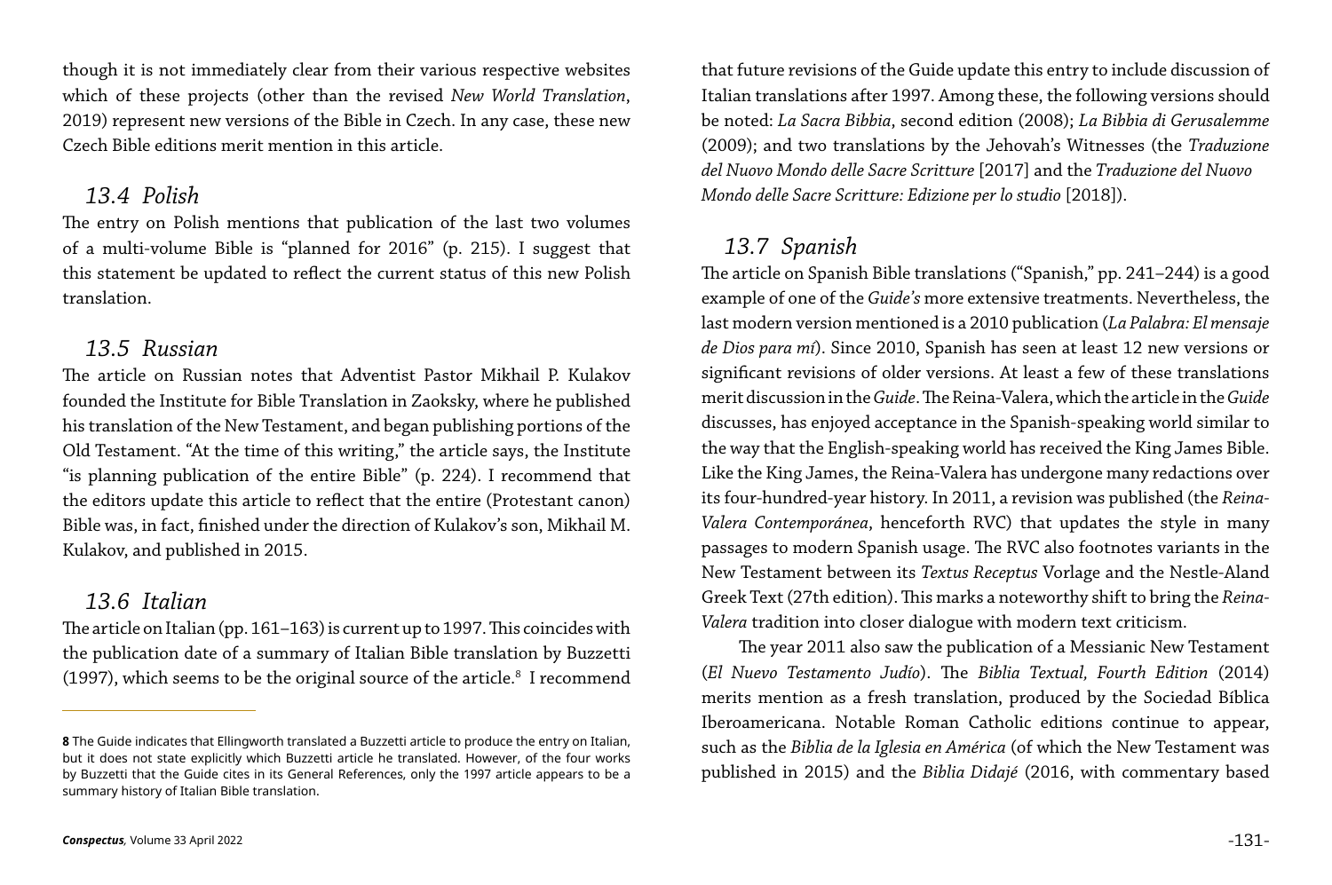though it is not immediately clear from their various respective websites which of these projects (other than the revised *New World Translation*, 2019) represent new versions of the Bible in Czech. In any case, these new Czech Bible editions merit mention in this article.

### *13.4 Polish*

The entry on Polish mentions that publication of the last two volumes of a multi-volume Bible is "planned for 2016" (p. 215). I suggest that this statement be updated to reflect the current status of this new Polish translation.

### *13.5 Russian*

The article on Russian notes that Adventist Pastor Mikhail P. Kulakov founded the Institute for Bible Translation in Zaoksky, where he published his translation of the New Testament, and began publishing portions of the Old Testament. "At the time of this writing," the article says, the Institute "is planning publication of the entire Bible" (p. 224). I recommend that the editors update this article to reflect that the entire (Protestant canon) Bible was, in fact, finished under the direction of Kulakov's son, Mikhail M. Kulakov, and published in 2015.

### *13.6 Italian*

The article on Italian (pp. 161–163) is current up to 1997. This coincides with the publication date of a summary of Italian Bible translation by Buzzetti (1997), which seems to be the original source of the article.[8] I recommend that future revisions of the Guide update this entry to include discussion of Italian translations after 1997. Among these, the following versions should be noted: *La Sacra Bibbia*, second edition (2008); *La Bibbia di Gerusalemme* (2009); and two translations by the Jehovah's Witnesses (the *Traduzione del Nuovo Mondo delle Sacre Scritture* [2017] and the *Traduzione del Nuovo Mondo delle Sacre Scritture: Edizione per lo studio* [2018]).

### *13.7 Spanish*

The article on Spanish Bible translations ("Spanish," pp. 241–244) is a good example of one of the *Guide's* more extensive treatments. Nevertheless, the last modern version mentioned is a 2010 publication (*La Palabra: El mensaje de Dios para mí*). Since 2010, Spanish has seen at least 12 new versions or significant revisions of older versions. At least a few of these translations merit discussion in the *Guide*. The Reina-Valera, which the article in the *Guide* discusses, has enjoyed acceptance in the Spanish-speaking world similar to the way that the English-speaking world has received the King James Bible. Like the King James, the Reina-Valera has undergone many redactions over its four-hundred-year history. In 2011, a revision was published (the *Reina-Valera Contemporánea*, henceforth RVC) that updates the style in many passages to modern Spanish usage. The RVC also footnotes variants in the New Testament between its *Textus Receptus* Vorlage and the Nestle-Aland Greek Text (27th edition). This marks a noteworthy shift to bring the *Reina-Valera* tradition into closer dialogue with modern text criticism.

The year 2011 also saw the publication of a Messianic New Testament (*El Nuevo Testamento Judío*). The *Biblia Textual, Fourth Edition* (2014) merits mention as a fresh translation, produced by the Sociedad Bíblica Iberoamericana. Notable Roman Catholic editions continue to appear, such as the *Biblia de la Iglesia en América* (of which the New Testament was published in 2015) and the *Biblia Didajé* (2016, with commentary based

---

**8** The Guide indicates that Ellingworth translated a Buzzetti article to produce the entry on Italian, but it does not state explicitly which Buzzetti article he translated. However, of the four works by Buzzetti that the Guide cites in its General References, only the 1997 article appears to be a summary history of Italian Bible translation.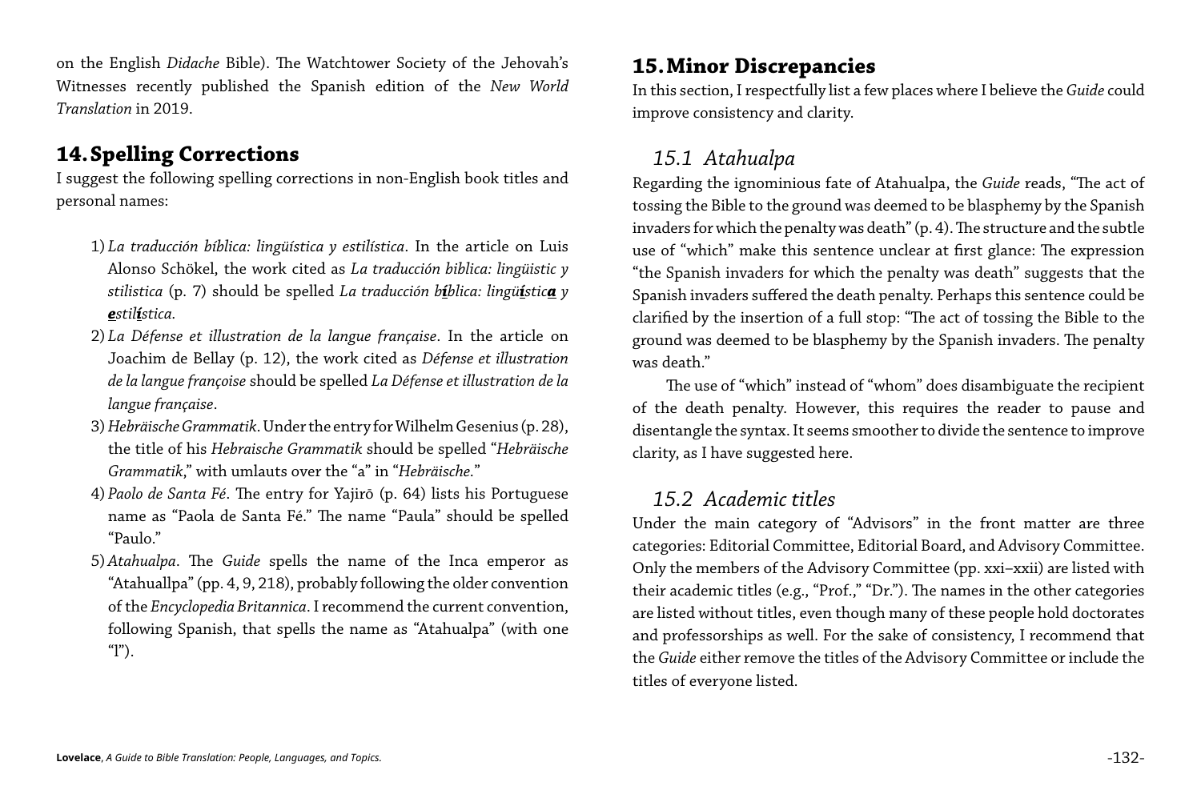on the English *Didache* Bible). The Watchtower Society of the Jehovah's Witnesses recently published the Spanish edition of the *New World Translation* in 2019.

## 14. Spelling Corrections

I suggest the following spelling corrections in non-English book titles and personal names:

1) *La traducción bíblica: lingüística y estilística*. In the article on Luis Alonso Schökel, the work cited as *La traducción biblica: lingüistic y stilistica* (p. 7) should be spelled *La traducción b<u>**í**</u>blica: lingü<u>**í**</u>stic<u>**a**</u> y <u>**e**</u>stil<u>**í**</u>stica.*
2) *La Défense et illustration de la langue française*. In the article on Joachim de Bellay (p. 12), the work cited as *Défense et illustration de la langue françoise* should be spelled *La Défense et illustration de la langue française*.
3) *Hebräische Grammatik*. Under the entry for Wilhelm Gesenius (p. 28), the title of his *Hebraische Grammatik* should be spelled "*Hebräische Grammatik*," with umlauts over the "a" in "*Hebräische*."
4) *Paolo de Santa Fé*. The entry for Yajirō (p. 64) lists his Portuguese name as "Paola de Santa Fé." The name "Paula" should be spelled "Paulo."
5) *Atahualpa*. The *Guide* spells the name of the Inca emperor as "Atahuallpa" (pp. 4, 9, 218), probably following the older convention of the *Encyclopedia Britannica*. I recommend the current convention, following Spanish, that spells the name as "Atahualpa" (with one "l").

## 15. Minor Discrepancies

In this section, I respectfully list a few places where I believe the *Guide* could improve consistency and clarity.

### *15.1 Atahualpa*

Regarding the ignominious fate of Atahualpa, the *Guide* reads, "The act of tossing the Bible to the ground was deemed to be blasphemy by the Spanish invaders for which the penalty was death" (p. 4). The structure and the subtle use of "which" make this sentence unclear at first glance: The expression "the Spanish invaders for which the penalty was death" suggests that the Spanish invaders suffered the death penalty. Perhaps this sentence could be clarified by the insertion of a full stop: "The act of tossing the Bible to the ground was deemed to be blasphemy by the Spanish invaders. The penalty was death."

The use of "which" instead of "whom" does disambiguate the recipient of the death penalty. However, this requires the reader to pause and disentangle the syntax. It seems smoother to divide the sentence to improve clarity, as I have suggested here.

### *15.2 Academic titles*

Under the main category of "Advisors" in the front matter are three categories: Editorial Committee, Editorial Board, and Advisory Committee. Only the members of the Advisory Committee (pp. xxi–xxii) are listed with their academic titles (e.g., "Prof.," "Dr."). The names in the other categories are listed without titles, even though many of these people hold doctorates and professorships as well. For the sake of consistency, I recommend that the *Guide* either remove the titles of the Advisory Committee or include the titles of everyone listed.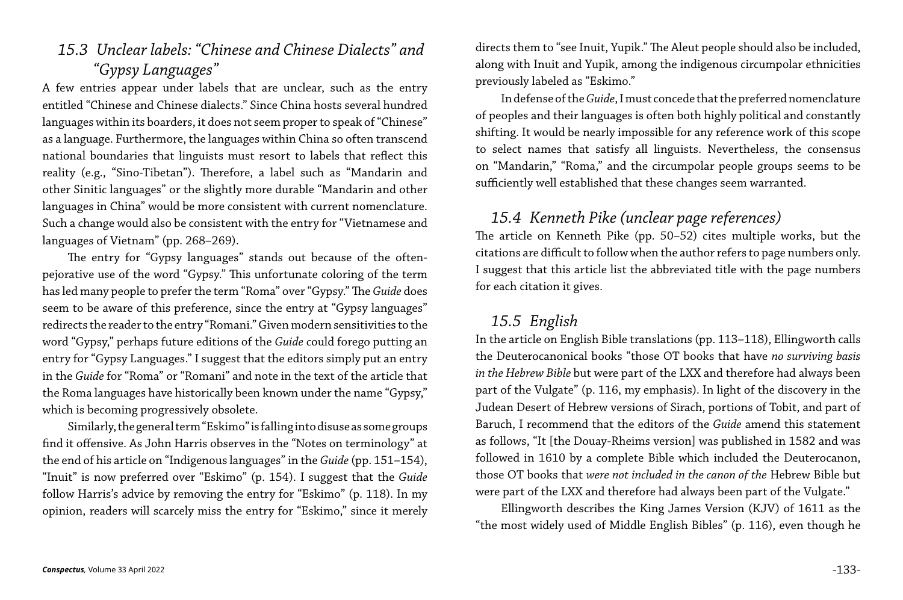## *15.3 Unclear labels: "Chinese and Chinese Dialects" and "Gypsy Languages"*

A few entries appear under labels that are unclear, such as the entry entitled "Chinese and Chinese dialects." Since China hosts several hundred languages within its boarders, it does not seem proper to speak of "Chinese" as a language. Furthermore, the languages within China so often transcend national boundaries that linguists must resort to labels that reflect this reality (e.g., "Sino-Tibetan"). Therefore, a label such as "Mandarin and other Sinitic languages" or the slightly more durable "Mandarin and other languages in China" would be more consistent with current nomenclature. Such a change would also be consistent with the entry for "Vietnamese and languages of Vietnam" (pp. 268–269).

The entry for "Gypsy languages" stands out because of the often-pejorative use of the word "Gypsy." This unfortunate coloring of the term has led many people to prefer the term "Roma" over "Gypsy." The *Guide* does seem to be aware of this preference, since the entry at "Gypsy languages" redirects the reader to the entry "Romani." Given modern sensitivities to the word "Gypsy," perhaps future editions of the *Guide* could forego putting an entry for "Gypsy Languages." I suggest that the editors simply put an entry in the *Guide* for "Roma" or "Romani" and note in the text of the article that the Roma languages have historically been known under the name "Gypsy," which is becoming progressively obsolete.

Similarly, the general term "Eskimo" is falling into disuse as some groups find it offensive. As John Harris observes in the "Notes on terminology" at the end of his article on "Indigenous languages" in the *Guide* (pp. 151–154), "Inuit" is now preferred over "Eskimo" (p. 154). I suggest that the *Guide* follow Harris's advice by removing the entry for "Eskimo" (p. 118). In my opinion, readers will scarcely miss the entry for "Eskimo," since it merely directs them to "see Inuit, Yupik." The Aleut people should also be included, along with Inuit and Yupik, among the indigenous circumpolar ethnicities previously labeled as "Eskimo."

In defense of the *Guide*, I must concede that the preferred nomenclature of peoples and their languages is often both highly political and constantly shifting. It would be nearly impossible for any reference work of this scope to select names that satisfy all linguists. Nevertheless, the consensus on "Mandarin," "Roma," and the circumpolar people groups seems to be sufficiently well established that these changes seem warranted.

## *15.4 Kenneth Pike (unclear page references)*

The article on Kenneth Pike (pp. 50–52) cites multiple works, but the citations are difficult to follow when the author refers to page numbers only. I suggest that this article list the abbreviated title with the page numbers for each citation it gives.

## *15.5 English*

In the article on English Bible translations (pp. 113–118), Ellingworth calls the Deuterocanonical books "those OT books that have *no surviving basis in the Hebrew Bible* but were part of the LXX and therefore had always been part of the Vulgate" (p. 116, my emphasis). In light of the discovery in the Judean Desert of Hebrew versions of Sirach, portions of Tobit, and part of Baruch, I recommend that the editors of the *Guide* amend this statement as follows, "It [the Douay-Rheims version] was published in 1582 and was followed in 1610 by a complete Bible which included the Deuterocanon, those OT books that *were not included in the canon of the* Hebrew Bible but were part of the LXX and therefore had always been part of the Vulgate."

Ellingworth describes the King James Version (KJV) of 1611 as the "the most widely used of Middle English Bibles" (p. 116), even though he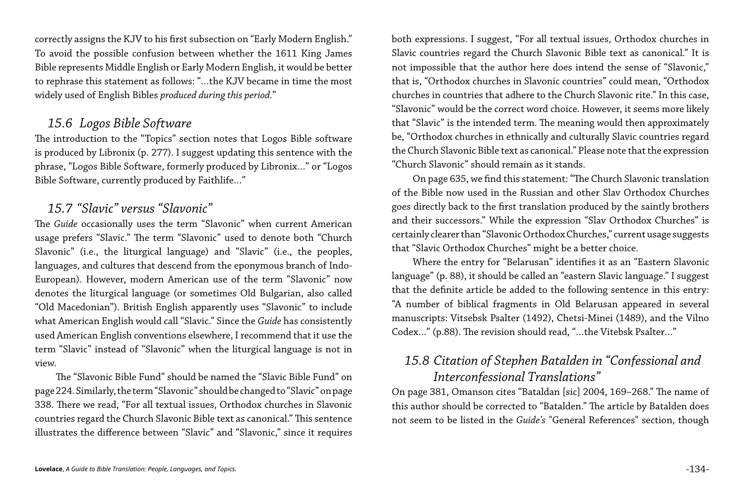correctly assigns the KJV to his first subsection on "Early Modern English." To avoid the possible confusion between whether the 1611 King James Bible represents Middle English or Early Modern English, it would be better to rephrase this statement as follows: "…the KJV became in time the most widely used of English Bibles *produced during this period*."

## *15.6 Logos Bible Software*

The introduction to the "Topics" section notes that Logos Bible software is produced by Libronix (p. 277). I suggest updating this sentence with the phrase, "Logos Bible Software, formerly produced by Libronix…" or "Logos Bible Software, currently produced by Faithlife…"

## *15.7 "Slavic" versus "Slavonic"*

The *Guide* occasionally uses the term "Slavonic" when current American usage prefers "Slavic." The term "Slavonic" used to denote both "Church Slavonic" (i.e., the liturgical language) and "Slavic" (i.e., the peoples, languages, and cultures that descend from the eponymous branch of Indo-European). However, modern American use of the term "Slavonic" now denotes the liturgical language (or sometimes Old Bulgarian, also called "Old Macedonian"). British English apparently uses "Slavonic" to include what American English would call "Slavic." Since the *Guide* has consistently used American English conventions elsewhere, I recommend that it use the term "Slavic" instead of "Slavonic" when the liturgical language is not in view.

The "Slavonic Bible Fund" should be named the "Slavic Bible Fund" on page 224. Similarly, the term "Slavonic" should be changed to "Slavic" on page 338. There we read, "For all textual issues, Orthodox churches in Slavonic countries regard the Church Slavonic Bible text as canonical." This sentence illustrates the difference between "Slavic" and "Slavonic," since it requires both expressions. I suggest, "For all textual issues, Orthodox churches in Slavic countries regard the Church Slavonic Bible text as canonical." It is not impossible that the author here does intend the sense of "Slavonic," that is, "Orthodox churches in Slavonic countries" could mean, "Orthodox churches in countries that adhere to the Church Slavonic rite." In this case, "Slavonic" would be the correct word choice. However, it seems more likely that "Slavic" is the intended term. The meaning would then approximately be, "Orthodox churches in ethnically and culturally Slavic countries regard the Church Slavonic Bible text as canonical." Please note that the expression "Church Slavonic" should remain as it stands.

On page 635, we find this statement: "The Church Slavonic translation of the Bible now used in the Russian and other Slav Orthodox Churches goes directly back to the first translation produced by the saintly brothers and their successors." While the expression "Slav Orthodox Churches" is certainly clearer than "Slavonic Orthodox Churches," current usage suggests that "Slavic Orthodox Churches" might be a better choice.

Where the entry for "Belarusan" identifies it as an "Eastern Slavonic language" (p. 88), it should be called an "eastern Slavic language." I suggest that the definite article be added to the following sentence in this entry: "A number of biblical fragments in Old Belarusan appeared in several manuscripts: Vitsebsk Psalter (1492), Chetsi-Minei (1489), and the Vilno Codex…" (p.88). The revision should read, "…the Vitebsk Psalter…"

## *15.8 Citation of Stephen Batalden in "Confessional and Interconfessional Translations"*

On page 381, Omanson cites "Bataldan [sic] 2004, 169–268." The name of this author should be corrected to "Batalden." The article by Batalden does not seem to be listed in the *Guide's* "General References" section, though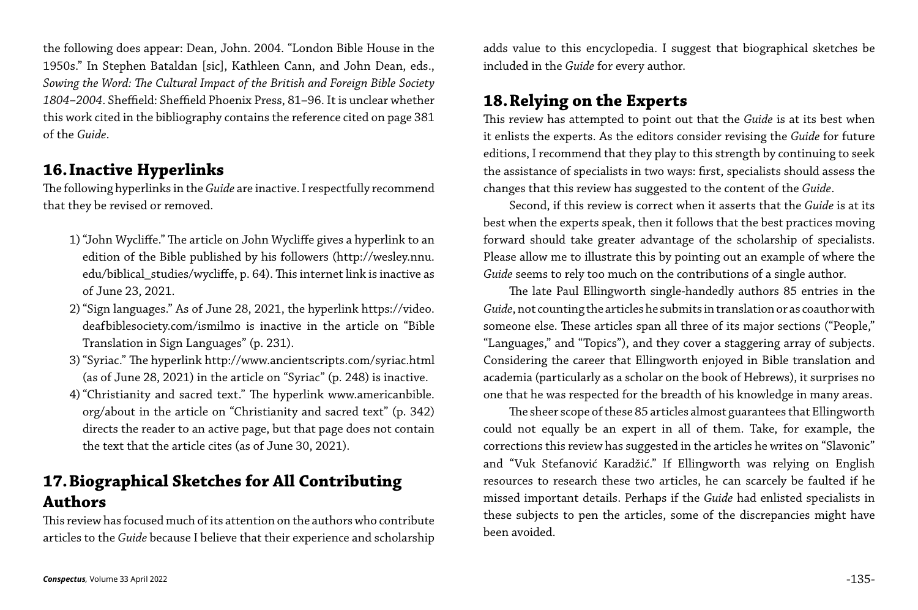the following does appear: Dean, John. 2004. "London Bible House in the 1950s." In Stephen Bataldan [sic], Kathleen Cann, and John Dean, eds., *Sowing the Word: The Cultural Impact of the British and Foreign Bible Society 1804–2004*. Sheffield: Sheffield Phoenix Press, 81–96. It is unclear whether this work cited in the bibliography contains the reference cited on page 381 of the *Guide*.

## 16. Inactive Hyperlinks

The following hyperlinks in the *Guide* are inactive. I respectfully recommend that they be revised or removed.

1) "John Wycliffe." The article on John Wycliffe gives a hyperlink to an edition of the Bible published by his followers (http://wesley.nnu.edu/biblical_studies/wycliffe, p. 64). This internet link is inactive as of June 23, 2021.
2) "Sign languages." As of June 28, 2021, the hyperlink https://video.deafbiblesociety.com/ismilmo is inactive in the article on "Bible Translation in Sign Languages" (p. 231).
3) "Syriac." The hyperlink http://www.ancientscripts.com/syriac.html (as of June 28, 2021) in the article on "Syriac" (p. 248) is inactive.
4) "Christianity and sacred text." The hyperlink www.americanbible.org/about in the article on "Christianity and sacred text" (p. 342) directs the reader to an active page, but that page does not contain the text that the article cites (as of June 30, 2021).

## 17. Biographical Sketches for All Contributing Authors

This review has focused much of its attention on the authors who contribute articles to the *Guide* because I believe that their experience and scholarship adds value to this encyclopedia. I suggest that biographical sketches be included in the *Guide* for every author.

## 18. Relying on the Experts

This review has attempted to point out that the *Guide* is at its best when it enlists the experts. As the editors consider revising the *Guide* for future editions, I recommend that they play to this strength by continuing to seek the assistance of specialists in two ways: first, specialists should assess the changes that this review has suggested to the content of the *Guide*.

Second, if this review is correct when it asserts that the *Guide* is at its best when the experts speak, then it follows that the best practices moving forward should take greater advantage of the scholarship of specialists. Please allow me to illustrate this by pointing out an example of where the *Guide* seems to rely too much on the contributions of a single author.

The late Paul Ellingworth single-handedly authors 85 entries in the *Guide*, not counting the articles he submits in translation or as coauthor with someone else. These articles span all three of its major sections ("People," "Languages," and "Topics"), and they cover a staggering array of subjects. Considering the career that Ellingworth enjoyed in Bible translation and academia (particularly as a scholar on the book of Hebrews), it surprises no one that he was respected for the breadth of his knowledge in many areas.

The sheer scope of these 85 articles almost guarantees that Ellingworth could not equally be an expert in all of them. Take, for example, the corrections this review has suggested in the articles he writes on "Slavonic" and "Vuk Stefanović Karadžić." If Ellingworth was relying on English resources to research these two articles, he can scarcely be faulted if he missed important details. Perhaps if the *Guide* had enlisted specialists in these subjects to pen the articles, some of the discrepancies might have been avoided.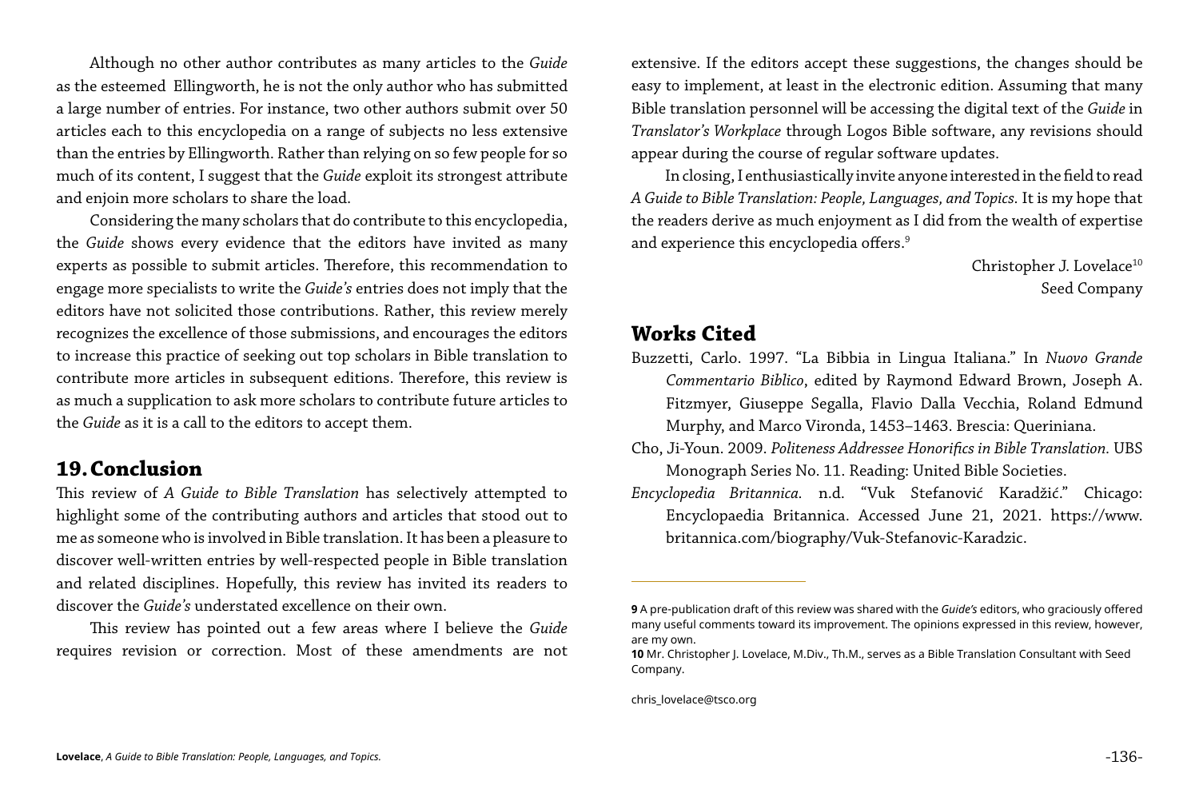Although no other author contributes as many articles to the *Guide* as the esteemed Ellingworth, he is not the only author who has submitted a large number of entries. For instance, two other authors submit over 50 articles each to this encyclopedia on a range of subjects no less extensive than the entries by Ellingworth. Rather than relying on so few people for so much of its content, I suggest that the *Guide* exploit its strongest attribute and enjoin more scholars to share the load.

Considering the many scholars that do contribute to this encyclopedia, the *Guide* shows every evidence that the editors have invited as many experts as possible to submit articles. Therefore, this recommendation to engage more specialists to write the *Guide's* entries does not imply that the editors have not solicited those contributions. Rather, this review merely recognizes the excellence of those submissions, and encourages the editors to increase this practice of seeking out top scholars in Bible translation to contribute more articles in subsequent editions. Therefore, this review is as much a supplication to ask more scholars to contribute future articles to the *Guide* as it is a call to the editors to accept them.

## 19. Conclusion

This review of *A Guide to Bible Translation* has selectively attempted to highlight some of the contributing authors and articles that stood out to me as someone who is involved in Bible translation. It has been a pleasure to discover well-written entries by well-respected people in Bible translation and related disciplines. Hopefully, this review has invited its readers to discover the *Guide's* understated excellence on their own.

This review has pointed out a few areas where I believe the *Guide* requires revision or correction. Most of these amendments are not extensive. If the editors accept these suggestions, the changes should be easy to implement, at least in the electronic edition. Assuming that many Bible translation personnel will be accessing the digital text of the *Guide* in *Translator's Workplace* through Logos Bible software, any revisions should appear during the course of regular software updates.

In closing, I enthusiastically invite anyone interested in the field to read *A Guide to Bible Translation: People, Languages, and Topics.* It is my hope that the readers derive as much enjoyment as I did from the wealth of expertise and experience this encyclopedia offers.[9]

Christopher J. Lovelace[10]
Seed Company

## Works Cited

Buzzetti, Carlo. 1997. "La Bibbia in Lingua Italiana." In *Nuovo Grande Commentario Biblico*, edited by Raymond Edward Brown, Joseph A. Fitzmyer, Giuseppe Segalla, Flavio Dalla Vecchia, Roland Edmund Murphy, and Marco Vironda, 1453–1463. Brescia: Queriniana.

Cho, Ji-Youn. 2009. *Politeness Addressee Honorifics in Bible Translation.* UBS Monograph Series No. 11. Reading: United Bible Societies.

*Encyclopedia Britannica.* n.d. "Vuk Stefanović Karadžić." Chicago: Encyclopaedia Britannica. Accessed June 21, 2021. https://www.britannica.com/biography/Vuk-Stefanovic-Karadzic.

---

**9** A pre-publication draft of this review was shared with the *Guide's* editors, who graciously offered many useful comments toward its improvement. The opinions expressed in this review, however, are my own.

**10** Mr. Christopher J. Lovelace, M.Div., Th.M., serves as a Bible Translation Consultant with Seed Company.

chris_lovelace@tsco.org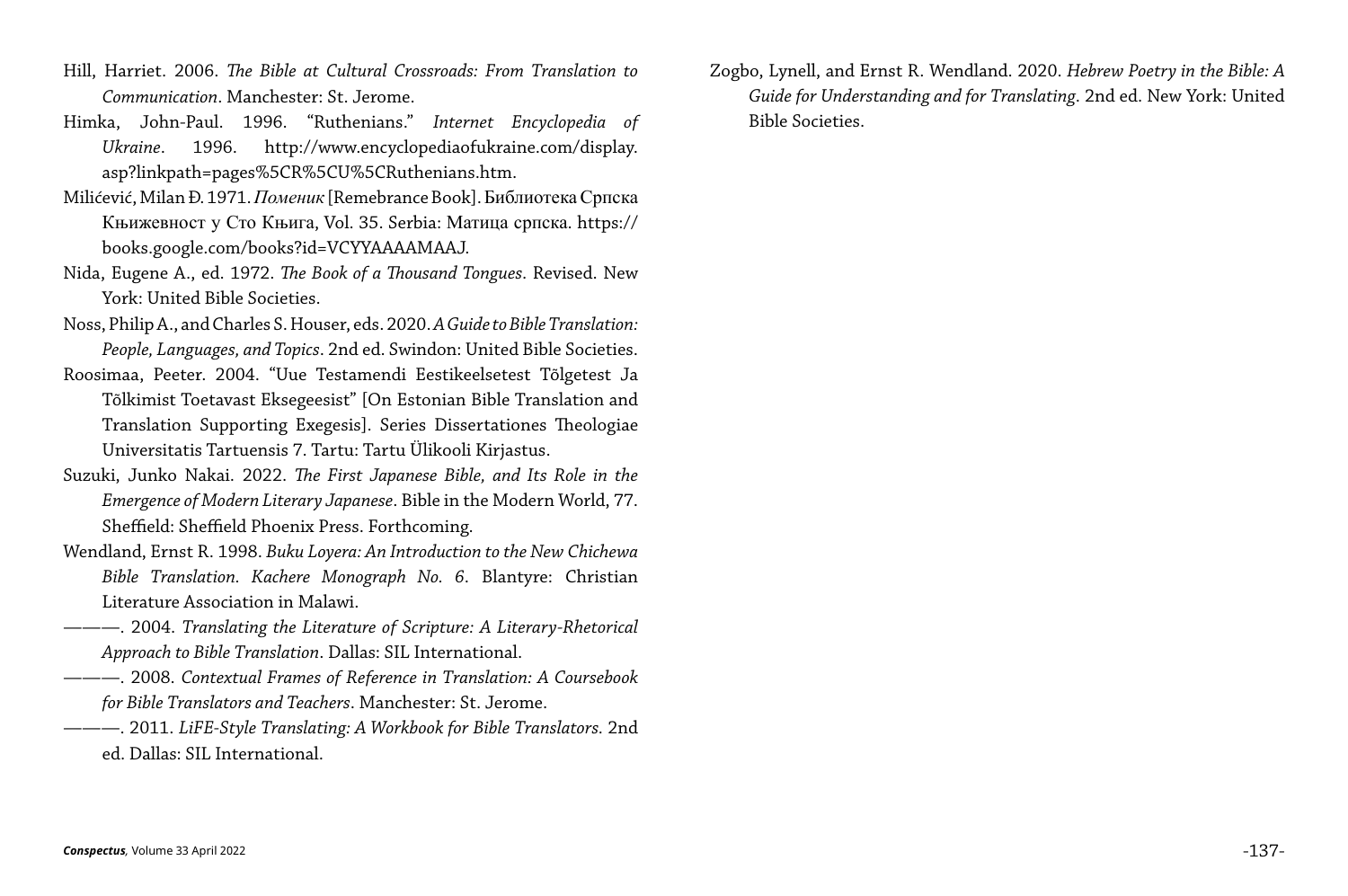Hill, Harriet. 2006. *The Bible at Cultural Crossroads: From Translation to Communication*. Manchester: St. Jerome.

Himka, John-Paul. 1996. "Ruthenians." *Internet Encyclopedia of Ukraine*. 1996. http://www.encyclopediaofukraine.com/display.asp?linkpath=pages%5CR%5CU%5CRuthenians.htm.

Milićević, Milan Đ. 1971. *Поменик* [Remebrance Book]. Библиотека Српска Књижевност у Сто Књига, Vol. 35. Serbia: Матица српска. https://books.google.com/books?id=VCYYAAAAMAAJ.

Nida, Eugene A., ed. 1972. *The Book of a Thousand Tongues*. Revised. New York: United Bible Societies.

Noss, Philip A., and Charles S. Houser, eds. 2020. *A Guide to Bible Translation: People, Languages, and Topics*. 2nd ed. Swindon: United Bible Societies.

Roosimaa, Peeter. 2004. "Uue Testamendi Eestikeelsetest Tõlgetest Ja Tõlkimist Toetavast Eksegeesist" [On Estonian Bible Translation and Translation Supporting Exegesis]. Series Dissertationes Theologiae Universitatis Tartuensis 7. Tartu: Tartu Ülikooli Kirjastus.

Suzuki, Junko Nakai. 2022. *The First Japanese Bible, and Its Role in the Emergence of Modern Literary Japanese*. Bible in the Modern World, 77. Sheffield: Sheffield Phoenix Press. Forthcoming.

Wendland, Ernst R. 1998. *Buku Loyera: An Introduction to the New Chichewa Bible Translation. Kachere Monograph No. 6*. Blantyre: Christian Literature Association in Malawi.

———. 2004. *Translating the Literature of Scripture: A Literary-Rhetorical Approach to Bible Translation*. Dallas: SIL International.

———. 2008. *Contextual Frames of Reference in Translation: A Coursebook for Bible Translators and Teachers*. Manchester: St. Jerome.

———. 2011. *LiFE-Style Translating: A Workbook for Bible Translators*. 2nd ed. Dallas: SIL International.

Zogbo, Lynell, and Ernst R. Wendland. 2020. *Hebrew Poetry in the Bible: A Guide for Understanding and for Translating*. 2nd ed. New York: United Bible Societies.